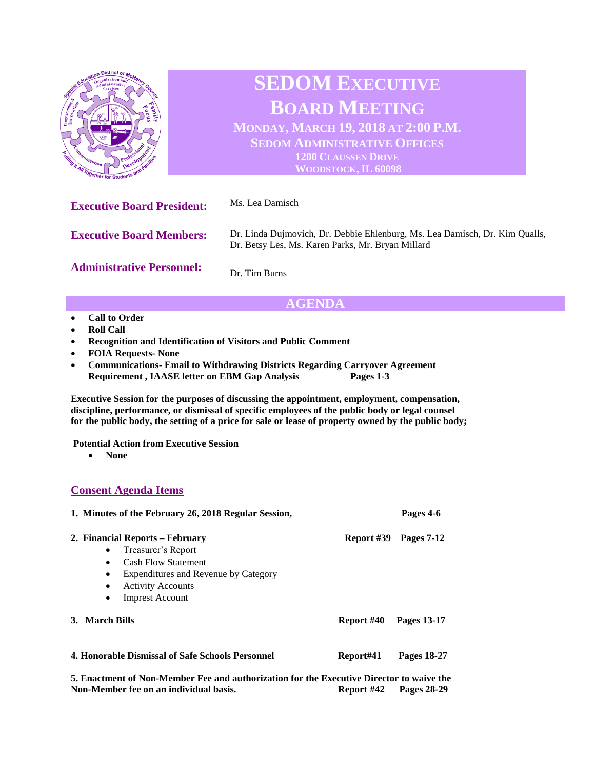# SEDOM EXECUTIVE BOARD MEETING

**MONDAY, MARCH 19, 2018 AT 2:00 P.M.**
**SEDOM ADMINISTRATIVE OFFICES**
**1200 CLAUSSEN DRIVE**
**WOODSTOCK, IL 60098**

**Executive Board President:** Ms. Lea Damisch

**Executive Board Members:** Dr. Linda Dujmovich, Dr. Debbie Ehlenburg, Ms. Lea Damisch, Dr. Kim Qualls, Dr. Betsy Les, Ms. Karen Parks, Mr. Bryan Millard

**Administrative Personnel:** Dr. Tim Burns

## AGENDA

- **Call to Order**
- **Roll Call**
- **Recognition and Identification of Visitors and Public Comment**
- **FOIA Requests- None**
- **Communications- Email to Withdrawing Districts Regarding Carryover Agreement Requirement , IAASE letter on EBM Gap Analysis** — **Pages 1-3**

**Executive Session for the purposes of discussing the appointment, employment, compensation, discipline, performance, or dismissal of specific employees of the public body or legal counsel for the public body, the setting of a price for sale or lease of property owned by the public body;**

**Potential Action from Executive Session**

- **None**

## Consent Agenda Items

1. **Minutes of the February 26, 2018 Regular Session,** — **Pages 4-6**

2. **Financial Reports – February** — **Report #39 Pages 7-12**
   - Treasurer's Report
   - Cash Flow Statement
   - Expenditures and Revenue by Category
   - Activity Accounts
   - Imprest Account

3. **March Bills** — **Report #40 Pages 13-17**

4. **Honorable Dismissal of Safe Schools Personnel** — **Report#41 Pages 18-27**

5. **Enactment of Non-Member Fee and authorization for the Executive Director to waive the Non-Member fee on an individual basis.** — **Report #42 Pages 28-29**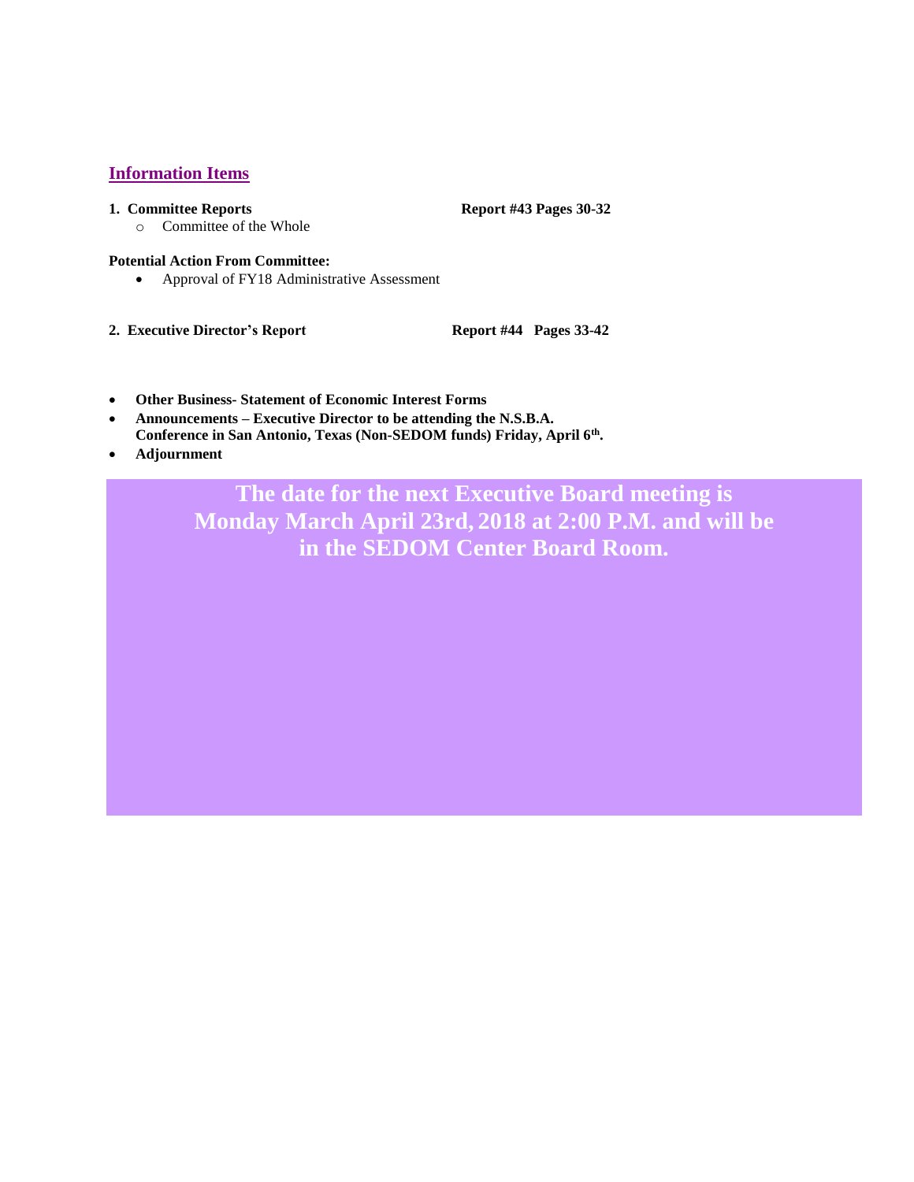## Information Items

**1. Committee Reports** **Report #43 Pages 30-32**

- Committee of the Whole

**Potential Action From Committee:**

- Approval of FY18 Administrative Assessment

**2. Executive Director's Report** **Report #44 Pages 33-42**

- **Other Business- Statement of Economic Interest Forms**
- **Announcements – Executive Director to be attending the N.S.B.A. Conference in San Antonio, Texas (Non-SEDOM funds) Friday, April 6th.**
- **Adjournment**

**The date for the next Executive Board meeting is Monday March April 23rd, 2018 at 2:00 P.M. and will be in the SEDOM Center Board Room.**